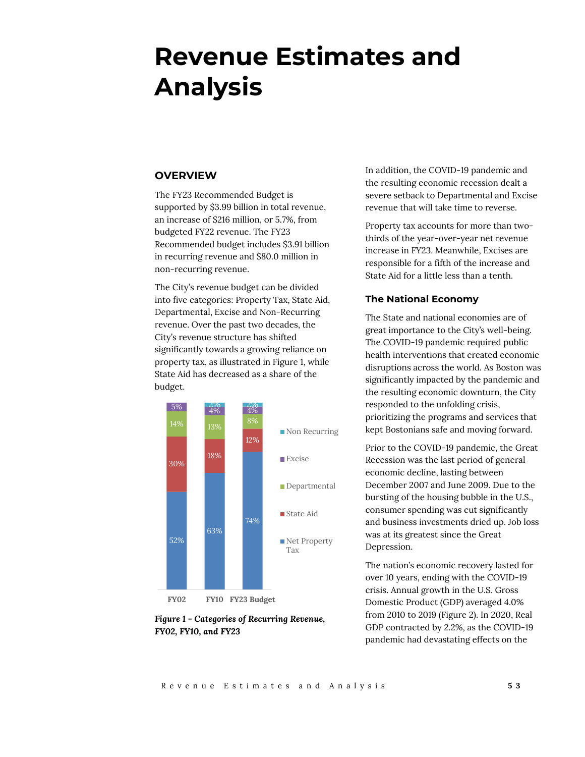# Revenue Estimates and Analysis

## OVERVIEW

The FY23 Recommended Budget is supported by $3.99 billion in total revenue, an increase of $216 million, or 5.7%, from budgeted FY22 revenue. The FY23 Recommended budget includes $3.91 billion in recurring revenue and $80.0 million in non-recurring revenue.

The City's revenue budget can be divided into five categories: Property Tax, State Aid, Departmental, Excise and Non-Recurring revenue. Over the past two decades, the City's revenue structure has shifted significantly towards a growing reliance on property tax, as illustrated in Figure 1, while State Aid has decreased as a share of the budget.

| | FY02 | FY10 | FY23 Budget |
|---|---|---|---|
| Non Recurring | | 2% | 2% |
| Excise | 5% | 4% | 4% |
| Departmental | 14% | 13% | 8% |
| State Aid | 30% | 18% | 12% |
| Net Property Tax | 52% | 63% | 74% |

***Figure 1 - Categories of Recurring Revenue, FY02, FY10, and FY23***

In addition, the COVID-19 pandemic and the resulting economic recession dealt a severe setback to Departmental and Excise revenue that will take time to reverse.

Property tax accounts for more than two-thirds of the year-over-year net revenue increase in FY23. Meanwhile, Excises are responsible for a fifth of the increase and State Aid for a little less than a tenth.

### The National Economy

The State and national economies are of great importance to the City's well-being. The COVID-19 pandemic required public health interventions that created economic disruptions across the world. As Boston was significantly impacted by the pandemic and the resulting economic downturn, the City responded to the unfolding crisis, prioritizing the programs and services that kept Bostonians safe and moving forward.

Prior to the COVID-19 pandemic, the Great Recession was the last period of general economic decline, lasting between December 2007 and June 2009. Due to the bursting of the housing bubble in the U.S., consumer spending was cut significantly and business investments dried up. Job loss was at its greatest since the Great Depression.

The nation's economic recovery lasted for over 10 years, ending with the COVID-19 crisis. Annual growth in the U.S. Gross Domestic Product (GDP) averaged 4.0% from 2010 to 2019 (Figure 2). In 2020, Real GDP contracted by 2.2%, as the COVID-19 pandemic had devastating effects on the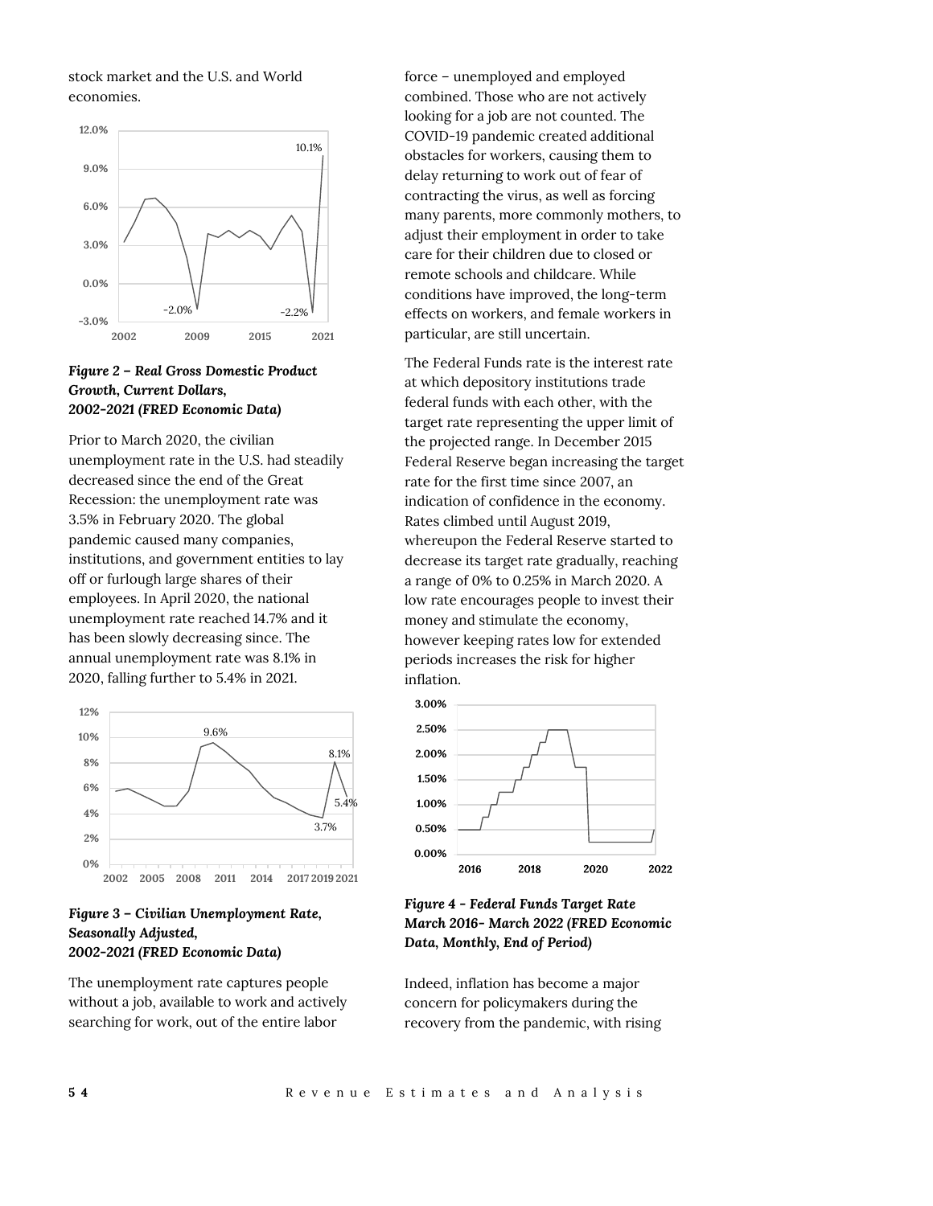stock market and the U.S. and World economies.

*Figure 2 – Real Gross Domestic Product Growth, Current Dollars, 2002-2021 (FRED Economic Data)*

Prior to March 2020, the civilian unemployment rate in the U.S. had steadily decreased since the end of the Great Recession: the unemployment rate was 3.5% in February 2020. The global pandemic caused many companies, institutions, and government entities to lay off or furlough large shares of their employees. In April 2020, the national unemployment rate reached 14.7% and it has been slowly decreasing since. The annual unemployment rate was 8.1% in 2020, falling further to 5.4% in 2021.

*Figure 3 – Civilian Unemployment Rate, Seasonally Adjusted, 2002-2021 (FRED Economic Data)*

The unemployment rate captures people without a job, available to work and actively searching for work, out of the entire labor force – unemployed and employed combined. Those who are not actively looking for a job are not counted. The COVID-19 pandemic created additional obstacles for workers, causing them to delay returning to work out of fear of contracting the virus, as well as forcing many parents, more commonly mothers, to adjust their employment in order to take care for their children due to closed or remote schools and childcare. While conditions have improved, the long-term effects on workers, and female workers in particular, are still uncertain.

The Federal Funds rate is the interest rate at which depository institutions trade federal funds with each other, with the target rate representing the upper limit of the projected range. In December 2015 Federal Reserve began increasing the target rate for the first time since 2007, an indication of confidence in the economy. Rates climbed until August 2019, whereupon the Federal Reserve started to decrease its target rate gradually, reaching a range of 0% to 0.25% in March 2020. A low rate encourages people to invest their money and stimulate the economy, however keeping rates low for extended periods increases the risk for higher inflation.

*Figure 4 - Federal Funds Target Rate March 2016- March 2022 (FRED Economic Data, Monthly, End of Period)*

Indeed, inflation has become a major concern for policymakers during the recovery from the pandemic, with rising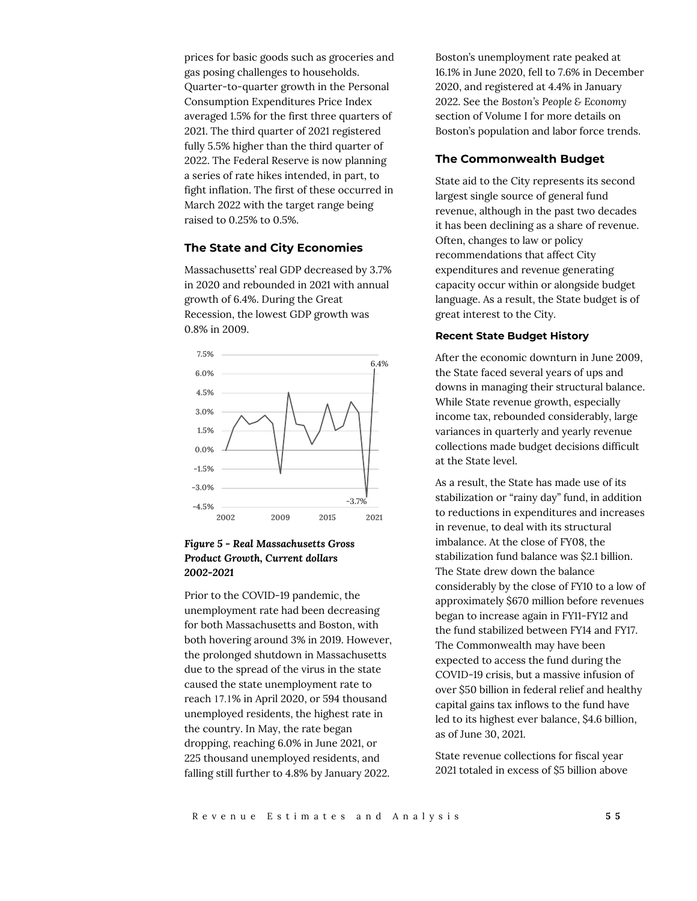prices for basic goods such as groceries and gas posing challenges to households. Quarter-to-quarter growth in the Personal Consumption Expenditures Price Index averaged 1.5% for the first three quarters of 2021. The third quarter of 2021 registered fully 5.5% higher than the third quarter of 2022. The Federal Reserve is now planning a series of rate hikes intended, in part, to fight inflation. The first of these occurred in March 2022 with the target range being raised to 0.25% to 0.5%.

### The State and City Economies

Massachusetts' real GDP decreased by 3.7% in 2020 and rebounded in 2021 with annual growth of 6.4%. During the Great Recession, the lowest GDP growth was 0.8% in 2009.

*Figure 5 - Real Massachusetts Gross Product Growth, Current dollars 2002-2021*

Prior to the COVID-19 pandemic, the unemployment rate had been decreasing for both Massachusetts and Boston, with both hovering around 3% in 2019. However, the prolonged shutdown in Massachusetts due to the spread of the virus in the state caused the state unemployment rate to reach 17.1% in April 2020, or 594 thousand unemployed residents, the highest rate in the country. In May, the rate began dropping, reaching 6.0% in June 2021, or 225 thousand unemployed residents, and falling still further to 4.8% by January 2022. Boston's unemployment rate peaked at 16.1% in June 2020, fell to 7.6% in December 2020, and registered at 4.4% in January 2022. See the *Boston's People & Economy* section of Volume I for more details on Boston's population and labor force trends.

### The Commonwealth Budget

State aid to the City represents its second largest single source of general fund revenue, although in the past two decades it has been declining as a share of revenue. Often, changes to law or policy recommendations that affect City expenditures and revenue generating capacity occur within or alongside budget language. As a result, the State budget is of great interest to the City.

#### Recent State Budget History

After the economic downturn in June 2009, the State faced several years of ups and downs in managing their structural balance. While State revenue growth, especially income tax, rebounded considerably, large variances in quarterly and yearly revenue collections made budget decisions difficult at the State level.

As a result, the State has made use of its stabilization or "rainy day" fund, in addition to reductions in expenditures and increases in revenue, to deal with its structural imbalance. At the close of FY08, the stabilization fund balance was $2.1 billion. The State drew down the balance considerably by the close of FY10 to a low of approximately $670 million before revenues began to increase again in FY11-FY12 and the fund stabilized between FY14 and FY17. The Commonwealth may have been expected to access the fund during the COVID-19 crisis, but a massive infusion of over $50 billion in federal relief and healthy capital gains tax inflows to the fund have led to its highest ever balance, $4.6 billion, as of June 30, 2021.

State revenue collections for fiscal year 2021 totaled in excess of $5 billion above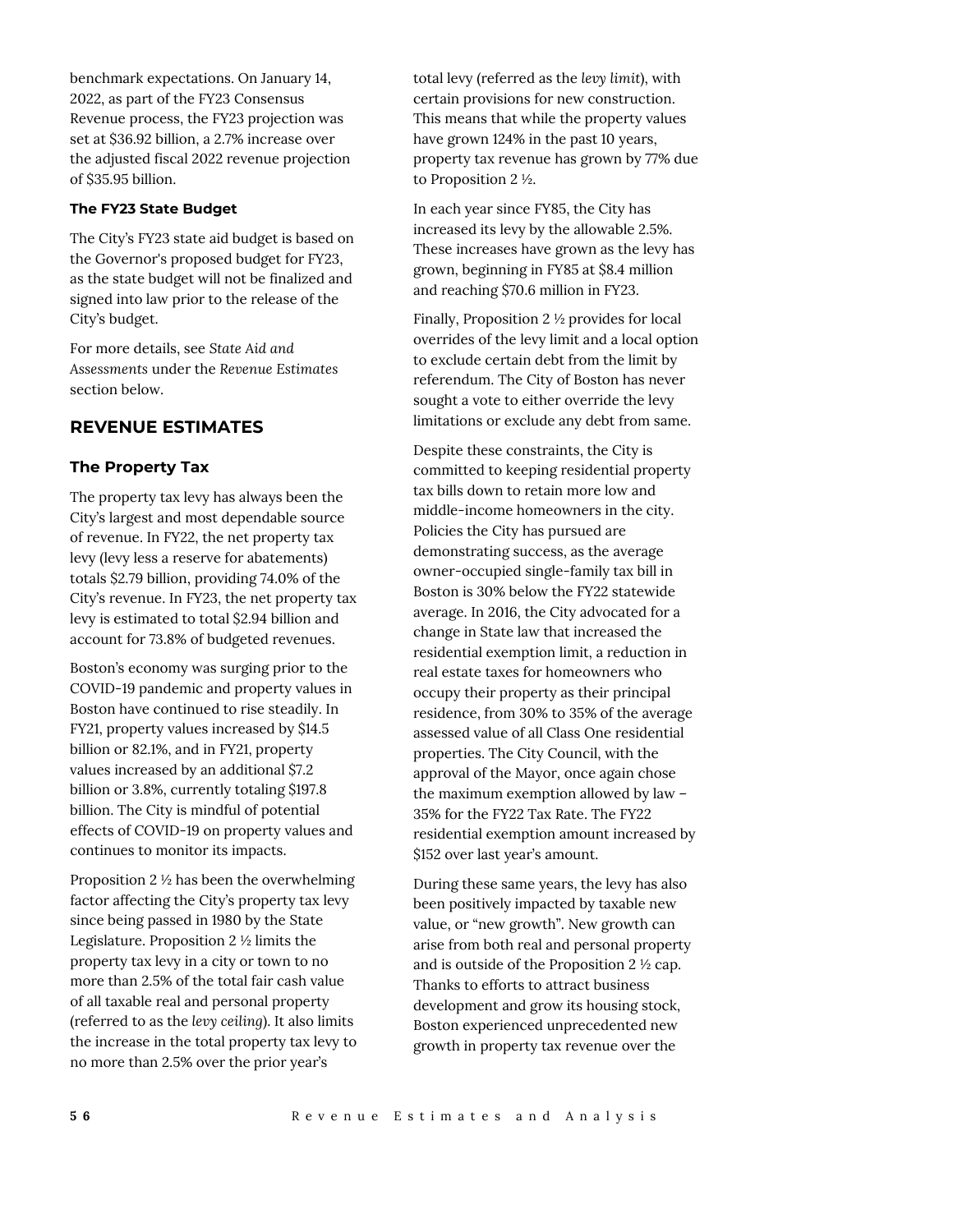benchmark expectations. On January 14, 2022, as part of the FY23 Consensus Revenue process, the FY23 projection was set at $36.92 billion, a 2.7% increase over the adjusted fiscal 2022 revenue projection of $35.95 billion.

**The FY23 State Budget**

The City's FY23 state aid budget is based on the Governor's proposed budget for FY23, as the state budget will not be finalized and signed into law prior to the release of the City's budget.

For more details, see *State Aid and Assessments* under the *Revenue Estimates* section below.

## REVENUE ESTIMATES

### The Property Tax

The property tax levy has always been the City's largest and most dependable source of revenue. In FY22, the net property tax levy (levy less a reserve for abatements) totals $2.79 billion, providing 74.0% of the City's revenue. In FY23, the net property tax levy is estimated to total $2.94 billion and account for 73.8% of budgeted revenues.

Boston's economy was surging prior to the COVID-19 pandemic and property values in Boston have continued to rise steadily. In FY21, property values increased by $14.5 billion or 82.1%, and in FY21, property values increased by an additional $7.2 billion or 3.8%, currently totaling $197.8 billion. The City is mindful of potential effects of COVID-19 on property values and continues to monitor its impacts.

Proposition 2 ½ has been the overwhelming factor affecting the City's property tax levy since being passed in 1980 by the State Legislature. Proposition 2 ½ limits the property tax levy in a city or town to no more than 2.5% of the total fair cash value of all taxable real and personal property (referred to as the *levy ceiling*). It also limits the increase in the total property tax levy to no more than 2.5% over the prior year's total levy (referred as the *levy limit*), with certain provisions for new construction. This means that while the property values have grown 124% in the past 10 years, property tax revenue has grown by 77% due to Proposition 2 ½.

In each year since FY85, the City has increased its levy by the allowable 2.5%. These increases have grown as the levy has grown, beginning in FY85 at $8.4 million and reaching $70.6 million in FY23.

Finally, Proposition 2 ½ provides for local overrides of the levy limit and a local option to exclude certain debt from the limit by referendum. The City of Boston has never sought a vote to either override the levy limitations or exclude any debt from same.

Despite these constraints, the City is committed to keeping residential property tax bills down to retain more low and middle-income homeowners in the city. Policies the City has pursued are demonstrating success, as the average owner-occupied single-family tax bill in Boston is 30% below the FY22 statewide average. In 2016, the City advocated for a change in State law that increased the residential exemption limit, a reduction in real estate taxes for homeowners who occupy their property as their principal residence, from 30% to 35% of the average assessed value of all Class One residential properties. The City Council, with the approval of the Mayor, once again chose the maximum exemption allowed by law – 35% for the FY22 Tax Rate. The FY22 residential exemption amount increased by $152 over last year's amount.

During these same years, the levy has also been positively impacted by taxable new value, or "new growth". New growth can arise from both real and personal property and is outside of the Proposition 2 ½ cap. Thanks to efforts to attract business development and grow its housing stock, Boston experienced unprecedented new growth in property tax revenue over the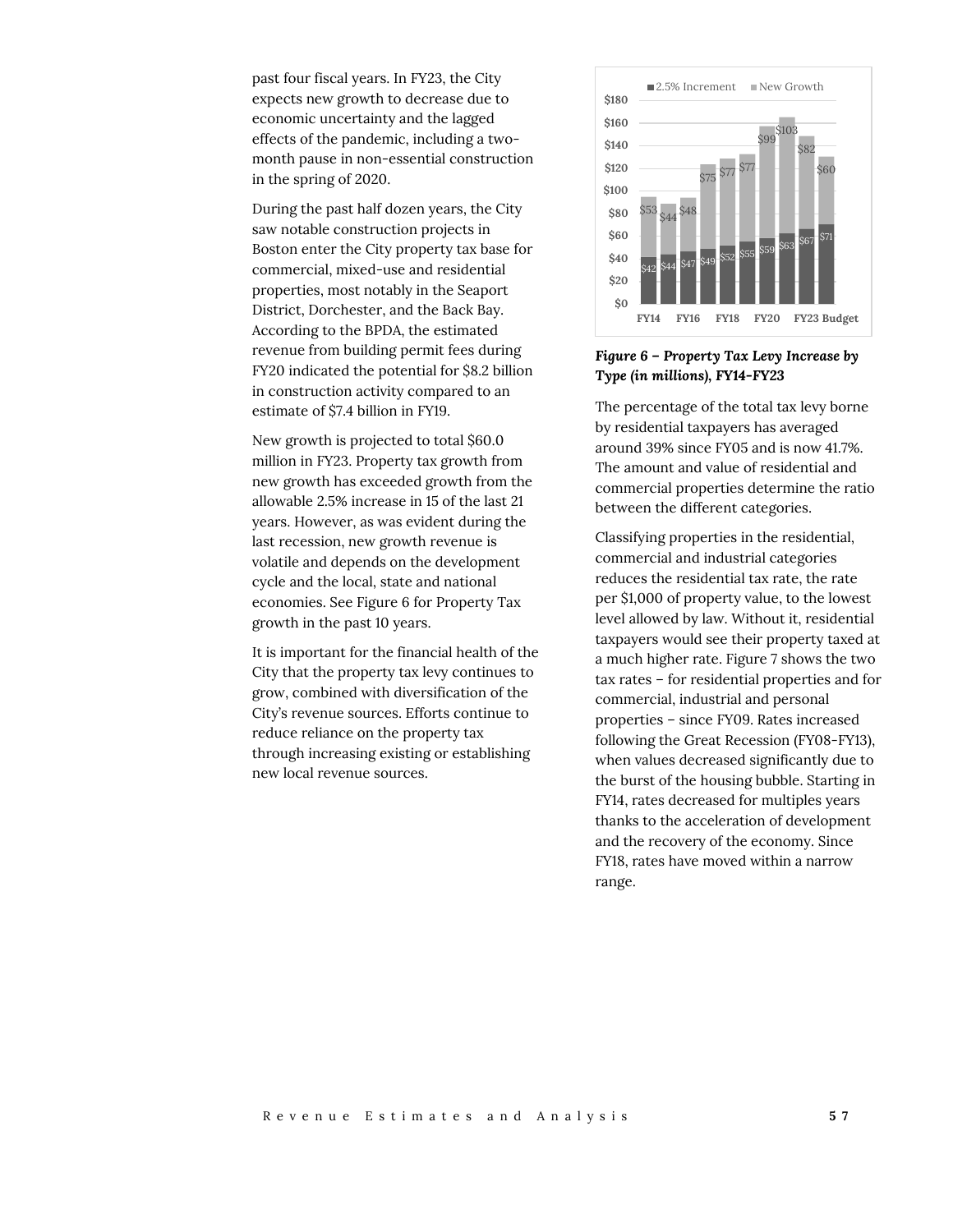past four fiscal years. In FY23, the City expects new growth to decrease due to economic uncertainty and the lagged effects of the pandemic, including a two-month pause in non-essential construction in the spring of 2020.

During the past half dozen years, the City saw notable construction projects in Boston enter the City property tax base for commercial, mixed-use and residential properties, most notably in the Seaport District, Dorchester, and the Back Bay. According to the BPDA, the estimated revenue from building permit fees during FY20 indicated the potential for $8.2 billion in construction activity compared to an estimate of $7.4 billion in FY19.

New growth is projected to total $60.0 million in FY23. Property tax growth from new growth has exceeded growth from the allowable 2.5% increase in 15 of the last 21 years. However, as was evident during the last recession, new growth revenue is volatile and depends on the development cycle and the local, state and national economies. See Figure 6 for Property Tax growth in the past 10 years.

It is important for the financial health of the City that the property tax levy continues to grow, combined with diversification of the City's revenue sources. Efforts continue to reduce reliance on the property tax through increasing existing or establishing new local revenue sources.

| | 2.5% Increment | New Growth |
|---|---|---|
| FY14 | $42 | $53 |
| FY15 | $44 | $44 |
| FY16 | $47 | $48 |
| FY17 | $49 | $75 |
| FY18 | $52 | $77 |
| FY19 | $55 | $77 |
| FY20 | $59 | $99 |
| FY21 | $63 | $103 |
| FY22 | $67 | $82 |
| FY23 Budget | $71 | $60 |

*Figure 6 – Property Tax Levy Increase by Type (in millions), FY14-FY23*

The percentage of the total tax levy borne by residential taxpayers has averaged around 39% since FY05 and is now 41.7%. The amount and value of residential and commercial properties determine the ratio between the different categories.

Classifying properties in the residential, commercial and industrial categories reduces the residential tax rate, the rate per $1,000 of property value, to the lowest level allowed by law. Without it, residential taxpayers would see their property taxed at a much higher rate. Figure 7 shows the two tax rates – for residential properties and for commercial, industrial and personal properties – since FY09. Rates increased following the Great Recession (FY08-FY13), when values decreased significantly due to the burst of the housing bubble. Starting in FY14, rates decreased for multiples years thanks to the acceleration of development and the recovery of the economy. Since FY18, rates have moved within a narrow range.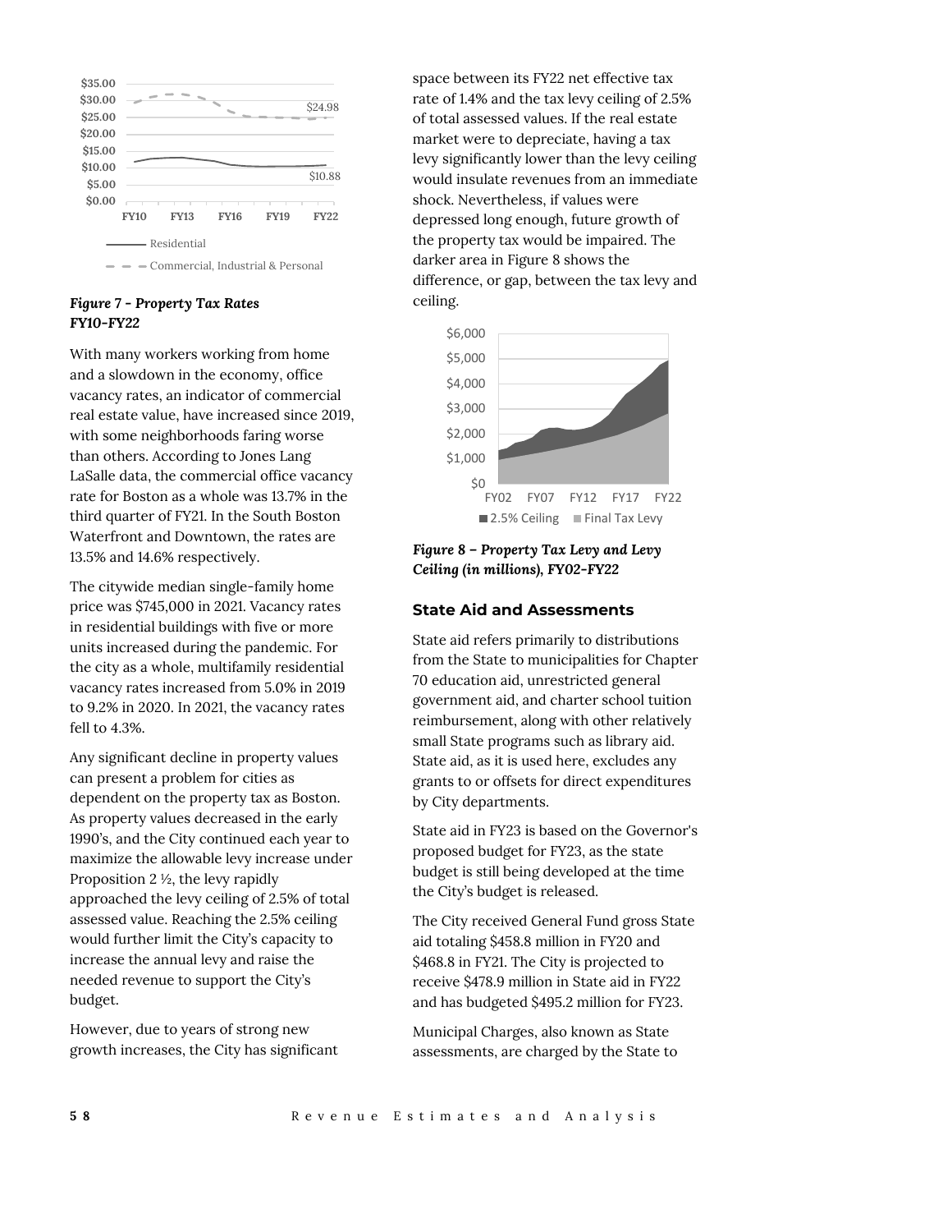*Figure 7 - Property Tax Rates FY10-FY22*

With many workers working from home and a slowdown in the economy, office vacancy rates, an indicator of commercial real estate value, have increased since 2019, with some neighborhoods faring worse than others. According to Jones Lang LaSalle data, the commercial office vacancy rate for Boston as a whole was 13.7% in the third quarter of FY21. In the South Boston Waterfront and Downtown, the rates are 13.5% and 14.6% respectively.

The citywide median single-family home price was $745,000 in 2021. Vacancy rates in residential buildings with five or more units increased during the pandemic. For the city as a whole, multifamily residential vacancy rates increased from 5.0% in 2019 to 9.2% in 2020. In 2021, the vacancy rates fell to 4.3%.

Any significant decline in property values can present a problem for cities as dependent on the property tax as Boston. As property values decreased in the early 1990's, and the City continued each year to maximize the allowable levy increase under Proposition 2 ½, the levy rapidly approached the levy ceiling of 2.5% of total assessed value. Reaching the 2.5% ceiling would further limit the City's capacity to increase the annual levy and raise the needed revenue to support the City's budget.

However, due to years of strong new growth increases, the City has significant space between its FY22 net effective tax rate of 1.4% and the tax levy ceiling of 2.5% of total assessed values. If the real estate market were to depreciate, having a tax levy significantly lower than the levy ceiling would insulate revenues from an immediate shock. Nevertheless, if values were depressed long enough, future growth of the property tax would be impaired. The darker area in Figure 8 shows the difference, or gap, between the tax levy and ceiling.

*Figure 8 – Property Tax Levy and Levy Ceiling (in millions), FY02-FY22*

## State Aid and Assessments

State aid refers primarily to distributions from the State to municipalities for Chapter 70 education aid, unrestricted general government aid, and charter school tuition reimbursement, along with other relatively small State programs such as library aid. State aid, as it is used here, excludes any grants to or offsets for direct expenditures by City departments.

State aid in FY23 is based on the Governor's proposed budget for FY23, as the state budget is still being developed at the time the City's budget is released.

The City received General Fund gross State aid totaling $458.8 million in FY20 and $468.8 in FY21. The City is projected to receive $478.9 million in State aid in FY22 and has budgeted $495.2 million for FY23.

Municipal Charges, also known as State assessments, are charged by the State to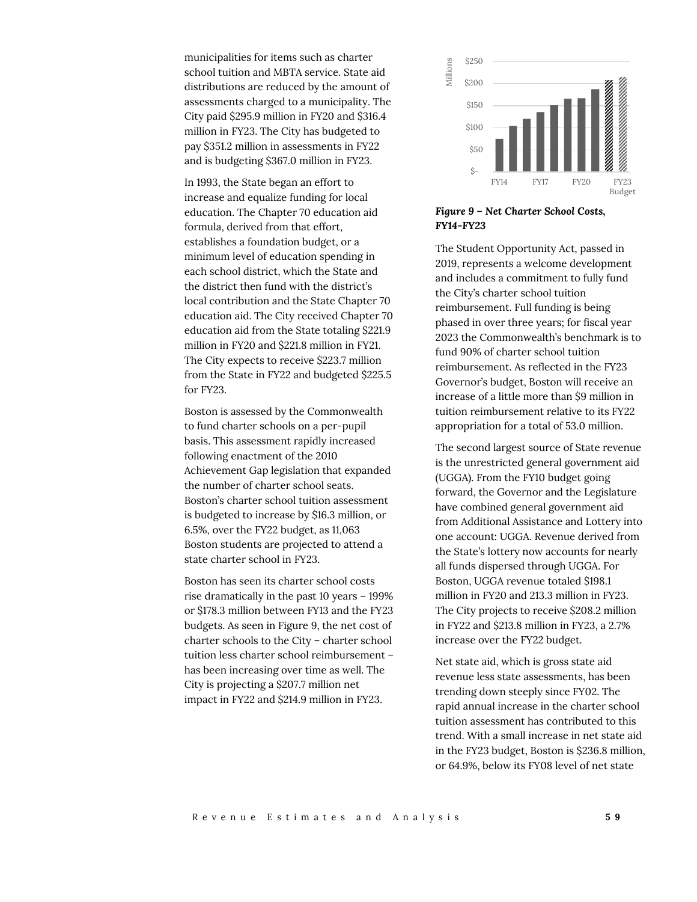municipalities for items such as charter school tuition and MBTA service. State aid distributions are reduced by the amount of assessments charged to a municipality. The City paid $295.9 million in FY20 and $316.4 million in FY23. The City has budgeted to pay $351.2 million in assessments in FY22 and is budgeting $367.0 million in FY23.

In 1993, the State began an effort to increase and equalize funding for local education. The Chapter 70 education aid formula, derived from that effort, establishes a foundation budget, or a minimum level of education spending in each school district, which the State and the district then fund with the district's local contribution and the State Chapter 70 education aid. The City received Chapter 70 education aid from the State totaling $221.9 million in FY20 and $221.8 million in FY21. The City expects to receive $223.7 million from the State in FY22 and budgeted $225.5 for FY23.

Boston is assessed by the Commonwealth to fund charter schools on a per-pupil basis. This assessment rapidly increased following enactment of the 2010 Achievement Gap legislation that expanded the number of charter school seats. Boston's charter school tuition assessment is budgeted to increase by $16.3 million, or 6.5%, over the FY22 budget, as 11,063 Boston students are projected to attend a state charter school in FY23.

Boston has seen its charter school costs rise dramatically in the past 10 years – 199% or $178.3 million between FY13 and the FY23 budgets. As seen in Figure 9, the net cost of charter schools to the City – charter school tuition less charter school reimbursement – has been increasing over time as well. The City is projecting a $207.7 million net impact in FY22 and $214.9 million in FY23.

***Figure 9 – Net Charter School Costs, FY14-FY23***

The Student Opportunity Act, passed in 2019, represents a welcome development and includes a commitment to fully fund the City's charter school tuition reimbursement. Full funding is being phased in over three years; for fiscal year 2023 the Commonwealth's benchmark is to fund 90% of charter school tuition reimbursement. As reflected in the FY23 Governor's budget, Boston will receive an increase of a little more than $9 million in tuition reimbursement relative to its FY22 appropriation for a total of 53.0 million.

The second largest source of State revenue is the unrestricted general government aid (UGGA). From the FY10 budget going forward, the Governor and the Legislature have combined general government aid from Additional Assistance and Lottery into one account: UGGA. Revenue derived from the State's lottery now accounts for nearly all funds dispersed through UGGA. For Boston, UGGA revenue totaled $198.1 million in FY20 and 213.3 million in FY23. The City projects to receive $208.2 million in FY22 and $213.8 million in FY23, a 2.7% increase over the FY22 budget.

Net state aid, which is gross state aid revenue less state assessments, has been trending down steeply since FY02. The rapid annual increase in the charter school tuition assessment has contributed to this trend. With a small increase in net state aid in the FY23 budget, Boston is $236.8 million, or 64.9%, below its FY08 level of net state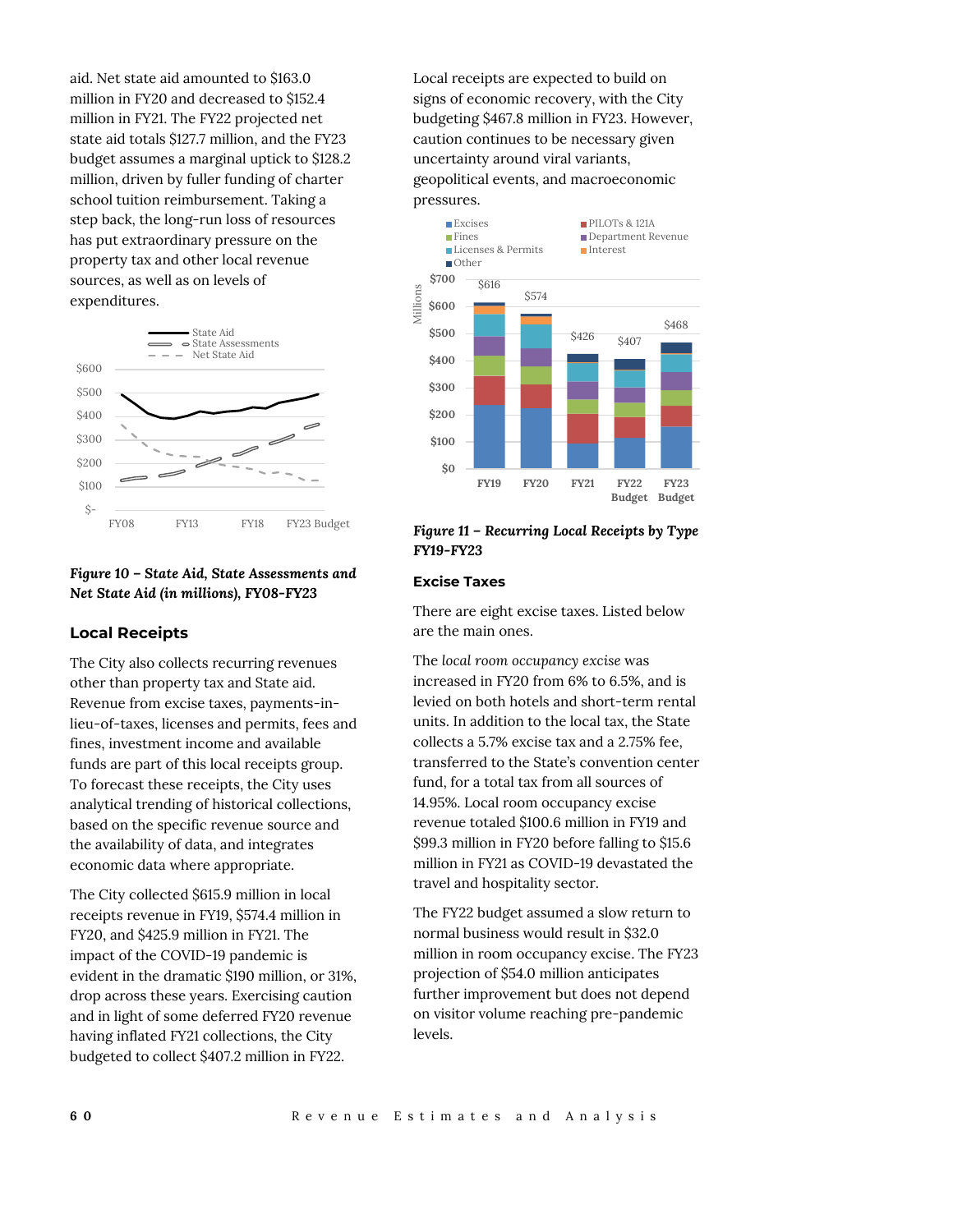aid. Net state aid amounted to $163.0 million in FY20 and decreased to $152.4 million in FY21. The FY22 projected net state aid totals $127.7 million, and the FY23 budget assumes a marginal uptick to $128.2 million, driven by fuller funding of charter school tuition reimbursement. Taking a step back, the long-run loss of resources has put extraordinary pressure on the property tax and other local revenue sources, as well as on levels of expenditures.

***Figure 10 – State Aid, State Assessments and Net State Aid (in millions), FY08-FY23***

### Local Receipts

The City also collects recurring revenues other than property tax and State aid. Revenue from excise taxes, payments-in-lieu-of-taxes, licenses and permits, fees and fines, investment income and available funds are part of this local receipts group. To forecast these receipts, the City uses analytical trending of historical collections, based on the specific revenue source and the availability of data, and integrates economic data where appropriate.

The City collected $615.9 million in local receipts revenue in FY19, $574.4 million in FY20, and $425.9 million in FY21. The impact of the COVID-19 pandemic is evident in the dramatic $190 million, or 31%, drop across these years. Exercising caution and in light of some deferred FY20 revenue having inflated FY21 collections, the City budgeted to collect $407.2 million in FY22.

Local receipts are expected to build on signs of economic recovery, with the City budgeting $467.8 million in FY23. However, caution continues to be necessary given uncertainty around viral variants, geopolitical events, and macroeconomic pressures.

***Figure 11 – Recurring Local Receipts by Type FY19-FY23***

### Excise Taxes

There are eight excise taxes. Listed below are the main ones.

The *local room occupancy excise* was increased in FY20 from 6% to 6.5%, and is levied on both hotels and short-term rental units. In addition to the local tax, the State collects a 5.7% excise tax and a 2.75% fee, transferred to the State's convention center fund, for a total tax from all sources of 14.95%. Local room occupancy excise revenue totaled $100.6 million in FY19 and $99.3 million in FY20 before falling to $15.6 million in FY21 as COVID-19 devastated the travel and hospitality sector.

The FY22 budget assumed a slow return to normal business would result in $32.0 million in room occupancy excise. The FY23 projection of $54.0 million anticipates further improvement but does not depend on visitor volume reaching pre-pandemic levels.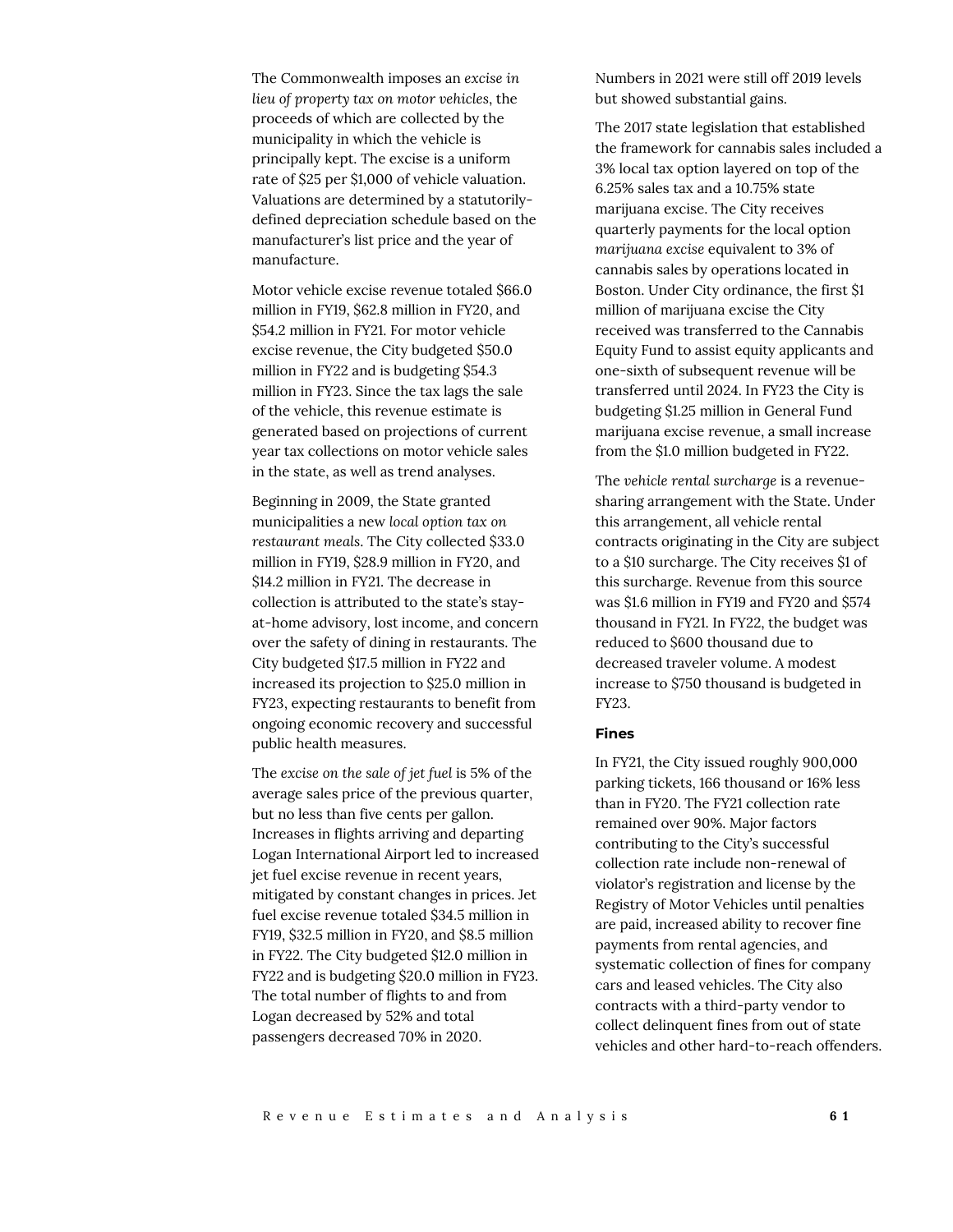The Commonwealth imposes an *excise in lieu of property tax on motor vehicles*, the proceeds of which are collected by the municipality in which the vehicle is principally kept. The excise is a uniform rate of $25 per $1,000 of vehicle valuation. Valuations are determined by a statutorily-defined depreciation schedule based on the manufacturer's list price and the year of manufacture.

Motor vehicle excise revenue totaled $66.0 million in FY19, $62.8 million in FY20, and $54.2 million in FY21. For motor vehicle excise revenue, the City budgeted $50.0 million in FY22 and is budgeting $54.3 million in FY23. Since the tax lags the sale of the vehicle, this revenue estimate is generated based on projections of current year tax collections on motor vehicle sales in the state, as well as trend analyses.

Beginning in 2009, the State granted municipalities a new *local option tax on restaurant meals*. The City collected $33.0 million in FY19, $28.9 million in FY20, and $14.2 million in FY21. The decrease in collection is attributed to the state's stay-at-home advisory, lost income, and concern over the safety of dining in restaurants. The City budgeted $17.5 million in FY22 and increased its projection to $25.0 million in FY23, expecting restaurants to benefit from ongoing economic recovery and successful public health measures.

The *excise on the sale of jet fuel* is 5% of the average sales price of the previous quarter, but no less than five cents per gallon. Increases in flights arriving and departing Logan International Airport led to increased jet fuel excise revenue in recent years, mitigated by constant changes in prices. Jet fuel excise revenue totaled $34.5 million in FY19, $32.5 million in FY20, and $8.5 million in FY22. The City budgeted $12.0 million in FY22 and is budgeting $20.0 million in FY23. The total number of flights to and from Logan decreased by 52% and total passengers decreased 70% in 2020. Numbers in 2021 were still off 2019 levels but showed substantial gains.

The 2017 state legislation that established the framework for cannabis sales included a 3% local tax option layered on top of the 6.25% sales tax and a 10.75% state marijuana excise. The City receives quarterly payments for the local option *marijuana excise* equivalent to 3% of cannabis sales by operations located in Boston. Under City ordinance, the first $1 million of marijuana excise the City received was transferred to the Cannabis Equity Fund to assist equity applicants and one-sixth of subsequent revenue will be transferred until 2024. In FY23 the City is budgeting $1.25 million in General Fund marijuana excise revenue, a small increase from the $1.0 million budgeted in FY22.

The *vehicle rental surcharge* is a revenue-sharing arrangement with the State. Under this arrangement, all vehicle rental contracts originating in the City are subject to a $10 surcharge. The City receives $1 of this surcharge. Revenue from this source was $1.6 million in FY19 and FY20 and $574 thousand in FY21. In FY22, the budget was reduced to $600 thousand due to decreased traveler volume. A modest increase to $750 thousand is budgeted in FY23.

#### Fines

In FY21, the City issued roughly 900,000 parking tickets, 166 thousand or 16% less than in FY20. The FY21 collection rate remained over 90%. Major factors contributing to the City's successful collection rate include non-renewal of violator's registration and license by the Registry of Motor Vehicles until penalties are paid, increased ability to recover fine payments from rental agencies, and systematic collection of fines for company cars and leased vehicles. The City also contracts with a third-party vendor to collect delinquent fines from out of state vehicles and other hard-to-reach offenders.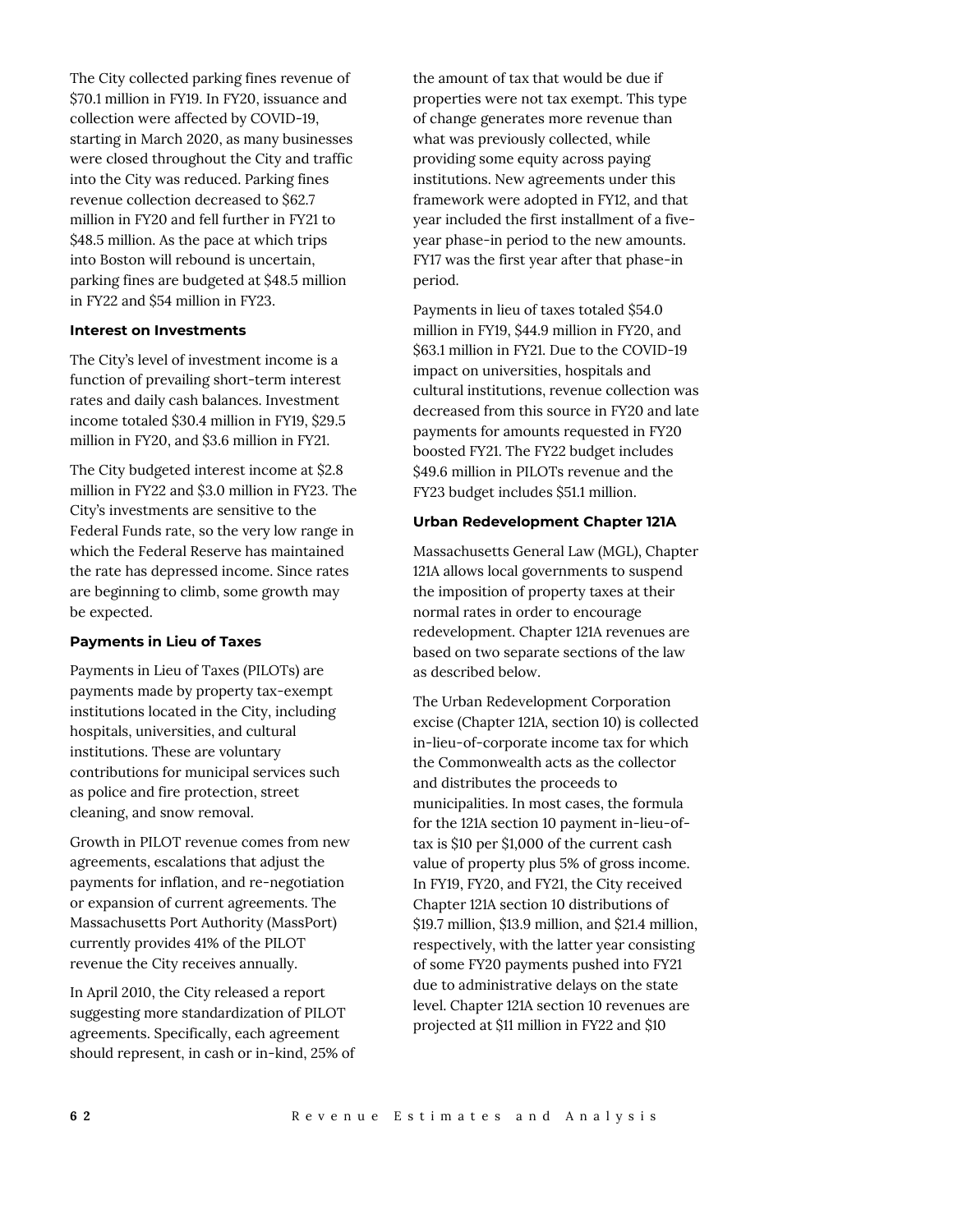The City collected parking fines revenue of $70.1 million in FY19. In FY20, issuance and collection were affected by COVID-19, starting in March 2020, as many businesses were closed throughout the City and traffic into the City was reduced. Parking fines revenue collection decreased to $62.7 million in FY20 and fell further in FY21 to $48.5 million. As the pace at which trips into Boston will rebound is uncertain, parking fines are budgeted at $48.5 million in FY22 and $54 million in FY23.

#### Interest on Investments

The City's level of investment income is a function of prevailing short-term interest rates and daily cash balances. Investment income totaled $30.4 million in FY19, $29.5 million in FY20, and $3.6 million in FY21.

The City budgeted interest income at $2.8 million in FY22 and $3.0 million in FY23. The City's investments are sensitive to the Federal Funds rate, so the very low range in which the Federal Reserve has maintained the rate has depressed income. Since rates are beginning to climb, some growth may be expected.

#### Payments in Lieu of Taxes

Payments in Lieu of Taxes (PILOTs) are payments made by property tax-exempt institutions located in the City, including hospitals, universities, and cultural institutions. These are voluntary contributions for municipal services such as police and fire protection, street cleaning, and snow removal.

Growth in PILOT revenue comes from new agreements, escalations that adjust the payments for inflation, and re-negotiation or expansion of current agreements. The Massachusetts Port Authority (MassPort) currently provides 41% of the PILOT revenue the City receives annually.

In April 2010, the City released a report suggesting more standardization of PILOT agreements. Specifically, each agreement should represent, in cash or in-kind, 25% of the amount of tax that would be due if properties were not tax exempt. This type of change generates more revenue than what was previously collected, while providing some equity across paying institutions. New agreements under this framework were adopted in FY12, and that year included the first installment of a five-year phase-in period to the new amounts. FY17 was the first year after that phase-in period.

Payments in lieu of taxes totaled $54.0 million in FY19, $44.9 million in FY20, and $63.1 million in FY21. Due to the COVID-19 impact on universities, hospitals and cultural institutions, revenue collection was decreased from this source in FY20 and late payments for amounts requested in FY20 boosted FY21. The FY22 budget includes $49.6 million in PILOTs revenue and the FY23 budget includes $51.1 million.

#### Urban Redevelopment Chapter 121A

Massachusetts General Law (MGL), Chapter 121A allows local governments to suspend the imposition of property taxes at their normal rates in order to encourage redevelopment. Chapter 121A revenues are based on two separate sections of the law as described below.

The Urban Redevelopment Corporation excise (Chapter 121A, section 10) is collected in-lieu-of-corporate income tax for which the Commonwealth acts as the collector and distributes the proceeds to municipalities. In most cases, the formula for the 121A section 10 payment in-lieu-of-tax is $10 per $1,000 of the current cash value of property plus 5% of gross income. In FY19, FY20, and FY21, the City received Chapter 121A section 10 distributions of $19.7 million, $13.9 million, and $21.4 million, respectively, with the latter year consisting of some FY20 payments pushed into FY21 due to administrative delays on the state level. Chapter 121A section 10 revenues are projected at $11 million in FY22 and $10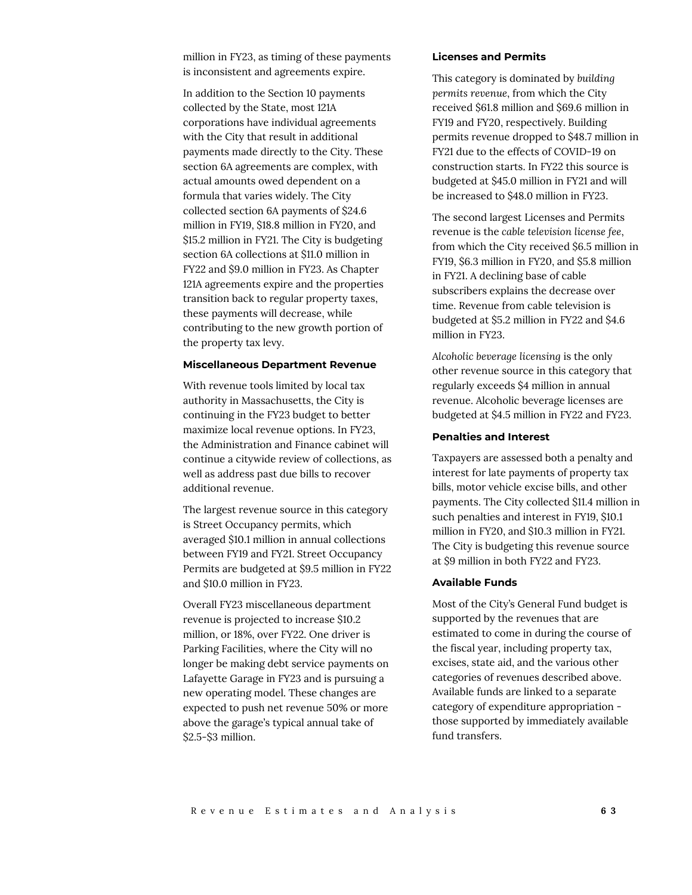million in FY23, as timing of these payments is inconsistent and agreements expire.

In addition to the Section 10 payments collected by the State, most 121A corporations have individual agreements with the City that result in additional payments made directly to the City. These section 6A agreements are complex, with actual amounts owed dependent on a formula that varies widely. The City collected section 6A payments of $24.6 million in FY19, $18.8 million in FY20, and $15.2 million in FY21. The City is budgeting section 6A collections at $11.0 million in FY22 and $9.0 million in FY23. As Chapter 121A agreements expire and the properties transition back to regular property taxes, these payments will decrease, while contributing to the new growth portion of the property tax levy.

#### Miscellaneous Department Revenue

With revenue tools limited by local tax authority in Massachusetts, the City is continuing in the FY23 budget to better maximize local revenue options. In FY23, the Administration and Finance cabinet will continue a citywide review of collections, as well as address past due bills to recover additional revenue.

The largest revenue source in this category is Street Occupancy permits, which averaged $10.1 million in annual collections between FY19 and FY21. Street Occupancy Permits are budgeted at $9.5 million in FY22 and $10.0 million in FY23.

Overall FY23 miscellaneous department revenue is projected to increase $10.2 million, or 18%, over FY22. One driver is Parking Facilities, where the City will no longer be making debt service payments on Lafayette Garage in FY23 and is pursuing a new operating model. These changes are expected to push net revenue 50% or more above the garage's typical annual take of $2.5-$3 million.

#### Licenses and Permits

This category is dominated by *building permits revenue*, from which the City received $61.8 million and $69.6 million in FY19 and FY20, respectively. Building permits revenue dropped to $48.7 million in FY21 due to the effects of COVID-19 on construction starts. In FY22 this source is budgeted at $45.0 million in FY21 and will be increased to $48.0 million in FY23.

The second largest Licenses and Permits revenue is the *cable television license fee*, from which the City received $6.5 million in FY19, $6.3 million in FY20, and $5.8 million in FY21. A declining base of cable subscribers explains the decrease over time. Revenue from cable television is budgeted at $5.2 million in FY22 and $4.6 million in FY23.

*Alcoholic beverage licensing* is the only other revenue source in this category that regularly exceeds $4 million in annual revenue. Alcoholic beverage licenses are budgeted at $4.5 million in FY22 and FY23.

#### Penalties and Interest

Taxpayers are assessed both a penalty and interest for late payments of property tax bills, motor vehicle excise bills, and other payments. The City collected $11.4 million in such penalties and interest in FY19, $10.1 million in FY20, and $10.3 million in FY21. The City is budgeting this revenue source at $9 million in both FY22 and FY23.

#### Available Funds

Most of the City's General Fund budget is supported by the revenues that are estimated to come in during the course of the fiscal year, including property tax, excises, state aid, and the various other categories of revenues described above. Available funds are linked to a separate category of expenditure appropriation - those supported by immediately available fund transfers.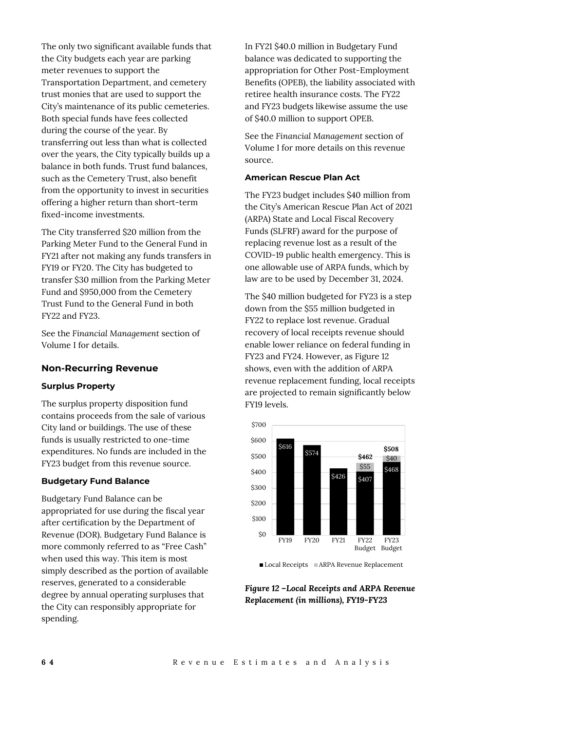The only two significant available funds that the City budgets each year are parking meter revenues to support the Transportation Department, and cemetery trust monies that are used to support the City's maintenance of its public cemeteries. Both special funds have fees collected during the course of the year. By transferring out less than what is collected over the years, the City typically builds up a balance in both funds. Trust fund balances, such as the Cemetery Trust, also benefit from the opportunity to invest in securities offering a higher return than short-term fixed-income investments.

The City transferred $20 million from the Parking Meter Fund to the General Fund in FY21 after not making any funds transfers in FY19 or FY20. The City has budgeted to transfer $30 million from the Parking Meter Fund and $950,000 from the Cemetery Trust Fund to the General Fund in both FY22 and FY23.

See the *Financial Management* section of Volume I for details.

## Non-Recurring Revenue

### Surplus Property

The surplus property disposition fund contains proceeds from the sale of various City land or buildings. The use of these funds is usually restricted to one-time expenditures. No funds are included in the FY23 budget from this revenue source.

### Budgetary Fund Balance

Budgetary Fund Balance can be appropriated for use during the fiscal year after certification by the Department of Revenue (DOR). Budgetary Fund Balance is more commonly referred to as "Free Cash" when used this way. This item is most simply described as the portion of available reserves, generated to a considerable degree by annual operating surpluses that the City can responsibly appropriate for spending.

In FY21 $40.0 million in Budgetary Fund balance was dedicated to supporting the appropriation for Other Post-Employment Benefits (OPEB), the liability associated with retiree health insurance costs. The FY22 and FY23 budgets likewise assume the use of $40.0 million to support OPEB.

See the *Financial Management* section of Volume I for more details on this revenue source.

### American Rescue Plan Act

The FY23 budget includes $40 million from the City's American Rescue Plan Act of 2021 (ARPA) State and Local Fiscal Recovery Funds (SLFRF) award for the purpose of replacing revenue lost as a result of the COVID-19 public health emergency. This is one allowable use of ARPA funds, which by law are to be used by December 31, 2024.

The $40 million budgeted for FY23 is a step down from the $55 million budgeted in FY22 to replace lost revenue. Gradual recovery of local receipts revenue should enable lower reliance on federal funding in FY23 and FY24. However, as Figure 12 shows, even with the addition of ARPA revenue replacement funding, local receipts are projected to remain significantly below FY19 levels.

| | FY19 | FY20 | FY21 | FY22 Budget | FY23 Budget |
|---|---|---|---|---|---|
| Local Receipts | $616 | $574 | $426 | $407 | $468 |
| ARPA Revenue Replacement | | | | $55 | $40 |
| Total | | | | $462 | $508 |

*Figure 12 –Local Receipts and ARPA Revenue Replacement (in millions), FY19-FY23*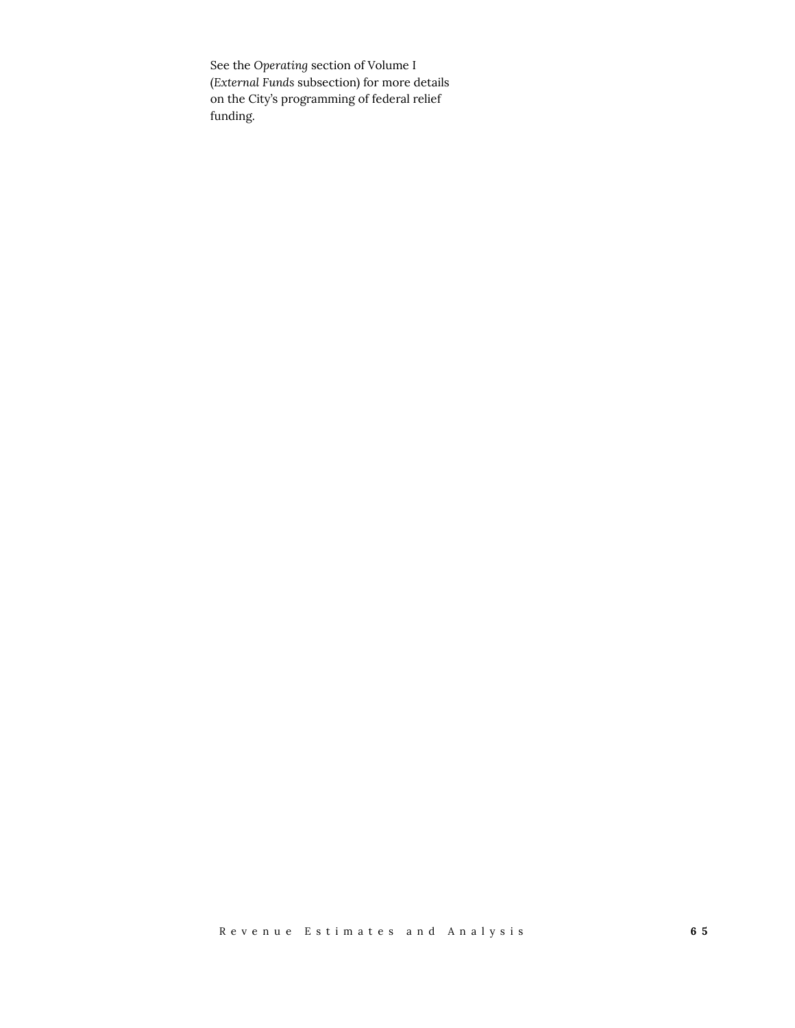See the *Operating* section of Volume I (*External Funds* subsection) for more details on the City's programming of federal relief funding.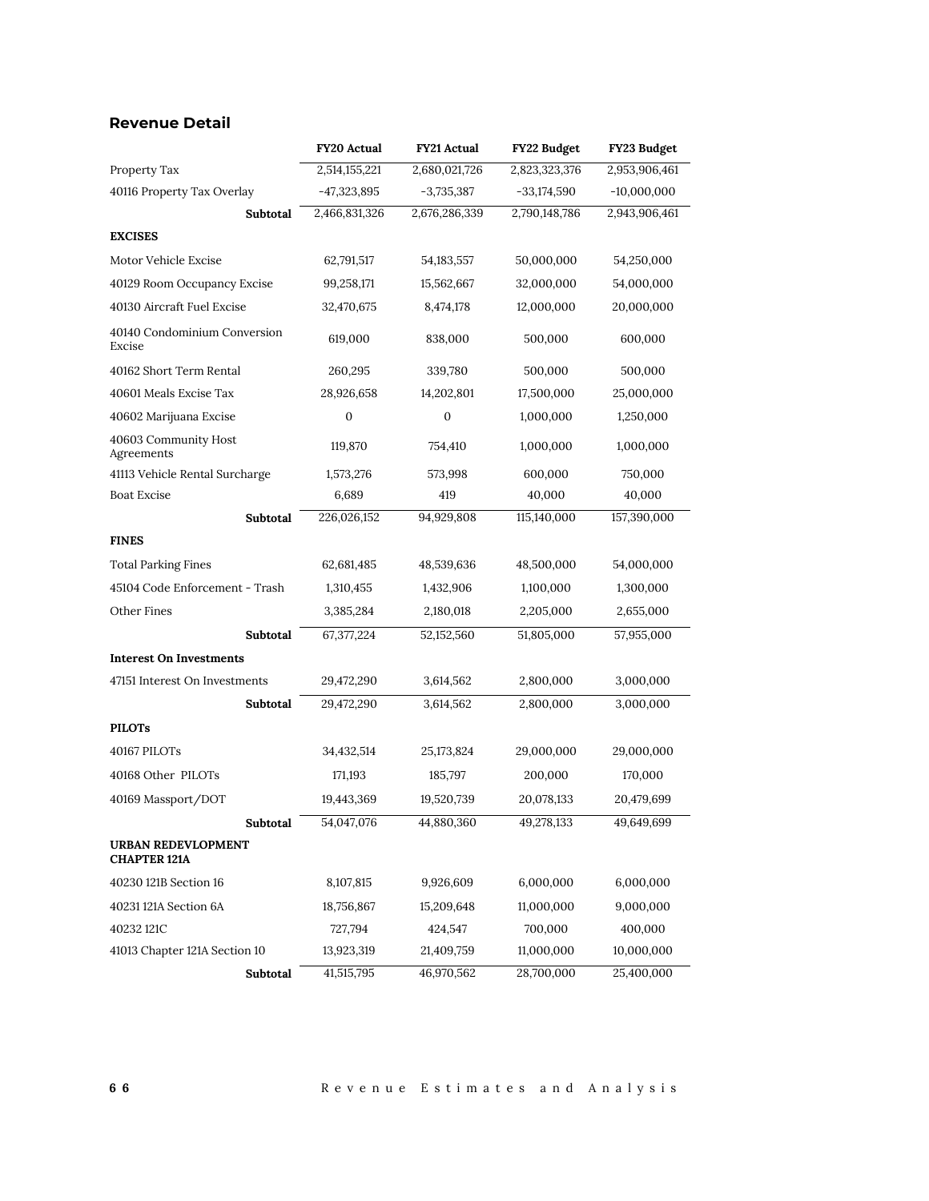## Revenue Detail

| | FY20 Actual | FY21 Actual | FY22 Budget | FY23 Budget |
|---|---|---|---|---|
| Property Tax | 2,514,155,221 | 2,680,021,726 | 2,823,323,376 | 2,953,906,461 |
| 40116 Property Tax Overlay | -47,323,895 | -3,735,387 | -33,174,590 | -10,000,000 |
| **Subtotal** | 2,466,831,326 | 2,676,286,339 | 2,790,148,786 | 2,943,906,461 |
| **EXCISES** | | | | |
| Motor Vehicle Excise | 62,791,517 | 54,183,557 | 50,000,000 | 54,250,000 |
| 40129 Room Occupancy Excise | 99,258,171 | 15,562,667 | 32,000,000 | 54,000,000 |
| 40130 Aircraft Fuel Excise | 32,470,675 | 8,474,178 | 12,000,000 | 20,000,000 |
| 40140 Condominium Conversion Excise | 619,000 | 838,000 | 500,000 | 600,000 |
| 40162 Short Term Rental | 260,295 | 339,780 | 500,000 | 500,000 |
| 40601 Meals Excise Tax | 28,926,658 | 14,202,801 | 17,500,000 | 25,000,000 |
| 40602 Marijuana Excise | 0 | 0 | 1,000,000 | 1,250,000 |
| 40603 Community Host Agreements | 119,870 | 754,410 | 1,000,000 | 1,000,000 |
| 41113 Vehicle Rental Surcharge | 1,573,276 | 573,998 | 600,000 | 750,000 |
| Boat Excise | 6,689 | 419 | 40,000 | 40,000 |
| **Subtotal** | 226,026,152 | 94,929,808 | 115,140,000 | 157,390,000 |
| **FINES** | | | | |
| Total Parking Fines | 62,681,485 | 48,539,636 | 48,500,000 | 54,000,000 |
| 45104 Code Enforcement - Trash | 1,310,455 | 1,432,906 | 1,100,000 | 1,300,000 |
| Other Fines | 3,385,284 | 2,180,018 | 2,205,000 | 2,655,000 |
| **Subtotal** | 67,377,224 | 52,152,560 | 51,805,000 | 57,955,000 |
| **Interest On Investments** | | | | |
| 47151 Interest On Investments | 29,472,290 | 3,614,562 | 2,800,000 | 3,000,000 |
| **Subtotal** | 29,472,290 | 3,614,562 | 2,800,000 | 3,000,000 |
| **PILOTs** | | | | |
| 40167 PILOTs | 34,432,514 | 25,173,824 | 29,000,000 | 29,000,000 |
| 40168 Other PILOTs | 171,193 | 185,797 | 200,000 | 170,000 |
| 40169 Massport/DOT | 19,443,369 | 19,520,739 | 20,078,133 | 20,479,699 |
| **Subtotal** | 54,047,076 | 44,880,360 | 49,278,133 | 49,649,699 |
| **URBAN REDEVLOPMENT CHAPTER 121A** | | | | |
| 40230 121B Section 16 | 8,107,815 | 9,926,609 | 6,000,000 | 6,000,000 |
| 40231 121A Section 6A | 18,756,867 | 15,209,648 | 11,000,000 | 9,000,000 |
| 40232 121C | 727,794 | 424,547 | 700,000 | 400,000 |
| 41013 Chapter 121A Section 10 | 13,923,319 | 21,409,759 | 11,000,000 | 10,000,000 |
| **Subtotal** | 41,515,795 | 46,970,562 | 28,700,000 | 25,400,000 |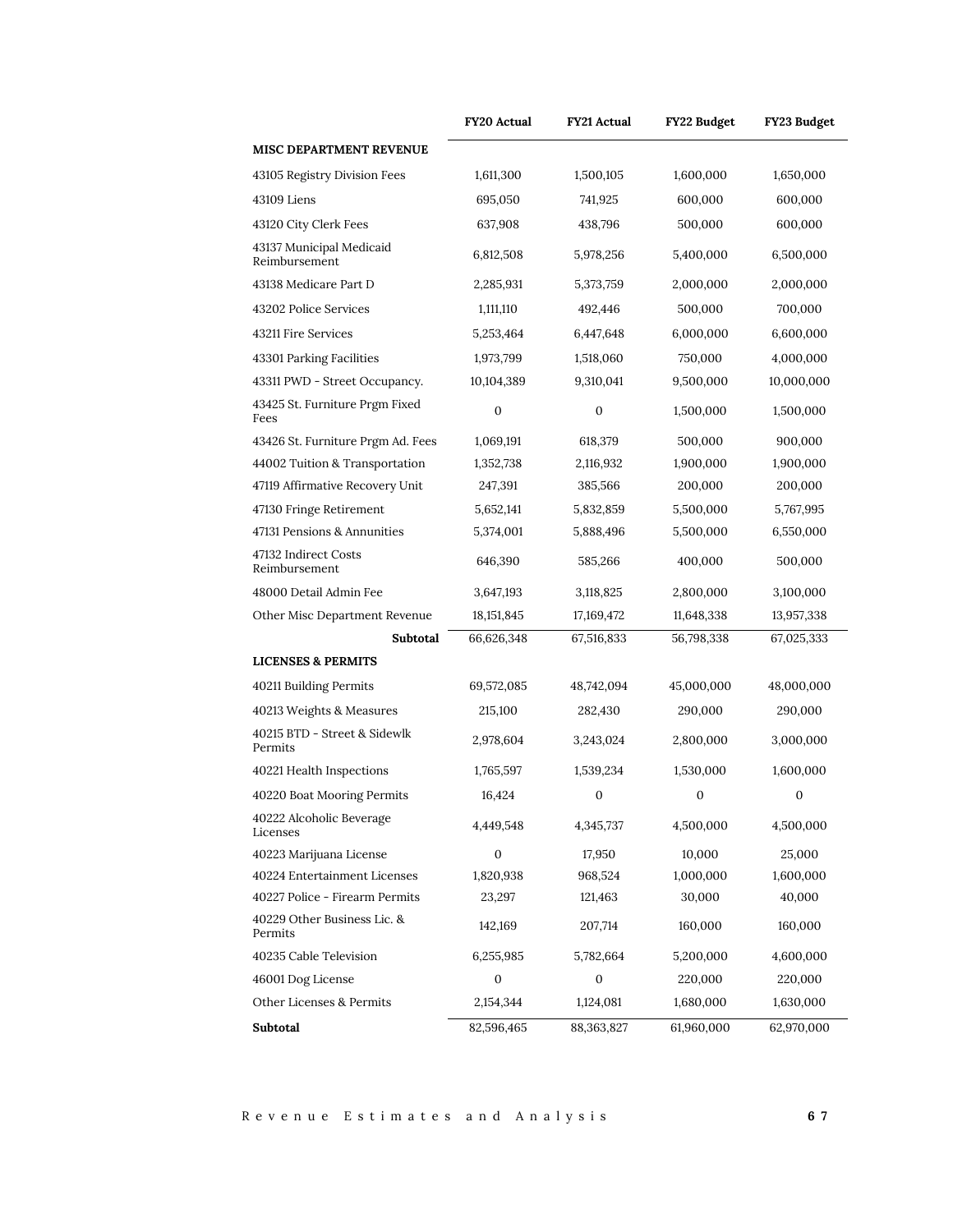| | FY20 Actual | FY21 Actual | FY22 Budget | FY23 Budget |
|---|---|---|---|---|
| **MISC DEPARTMENT REVENUE** | | | | |
| 43105 Registry Division Fees | 1,611,300 | 1,500,105 | 1,600,000 | 1,650,000 |
| 43109 Liens | 695,050 | 741,925 | 600,000 | 600,000 |
| 43120 City Clerk Fees | 637,908 | 438,796 | 500,000 | 600,000 |
| 43137 Municipal Medicaid Reimbursement | 6,812,508 | 5,978,256 | 5,400,000 | 6,500,000 |
| 43138 Medicare Part D | 2,285,931 | 5,373,759 | 2,000,000 | 2,000,000 |
| 43202 Police Services | 1,111,110 | 492,446 | 500,000 | 700,000 |
| 43211 Fire Services | 5,253,464 | 6,447,648 | 6,000,000 | 6,600,000 |
| 43301 Parking Facilities | 1,973,799 | 1,518,060 | 750,000 | 4,000,000 |
| 43311 PWD - Street Occupancy. | 10,104,389 | 9,310,041 | 9,500,000 | 10,000,000 |
| 43425 St. Furniture Prgm Fixed Fees | 0 | 0 | 1,500,000 | 1,500,000 |
| 43426 St. Furniture Prgm Ad. Fees | 1,069,191 | 618,379 | 500,000 | 900,000 |
| 44002 Tuition & Transportation | 1,352,738 | 2,116,932 | 1,900,000 | 1,900,000 |
| 47119 Affirmative Recovery Unit | 247,391 | 385,566 | 200,000 | 200,000 |
| 47130 Fringe Retirement | 5,652,141 | 5,832,859 | 5,500,000 | 5,767,995 |
| 47131 Pensions & Annunities | 5,374,001 | 5,888,496 | 5,500,000 | 6,550,000 |
| 47132 Indirect Costs Reimbursement | 646,390 | 585,266 | 400,000 | 500,000 |
| 48000 Detail Admin Fee | 3,647,193 | 3,118,825 | 2,800,000 | 3,100,000 |
| Other Misc Department Revenue | 18,151,845 | 17,169,472 | 11,648,338 | 13,957,338 |
| **Subtotal** | 66,626,348 | 67,516,833 | 56,798,338 | 67,025,333 |
| **LICENSES & PERMITS** | | | | |
| 40211 Building Permits | 69,572,085 | 48,742,094 | 45,000,000 | 48,000,000 |
| 40213 Weights & Measures | 215,100 | 282,430 | 290,000 | 290,000 |
| 40215 BTD - Street & Sidewlk Permits | 2,978,604 | 3,243,024 | 2,800,000 | 3,000,000 |
| 40221 Health Inspections | 1,765,597 | 1,539,234 | 1,530,000 | 1,600,000 |
| 40220 Boat Mooring Permits | 16,424 | 0 | 0 | 0 |
| 40222 Alcoholic Beverage Licenses | 4,449,548 | 4,345,737 | 4,500,000 | 4,500,000 |
| 40223 Marijuana License | 0 | 17,950 | 10,000 | 25,000 |
| 40224 Entertainment Licenses | 1,820,938 | 968,524 | 1,000,000 | 1,600,000 |
| 40227 Police - Firearm Permits | 23,297 | 121,463 | 30,000 | 40,000 |
| 40229 Other Business Lic. & Permits | 142,169 | 207,714 | 160,000 | 160,000 |
| 40235 Cable Television | 6,255,985 | 5,782,664 | 5,200,000 | 4,600,000 |
| 46001 Dog License | 0 | 0 | 220,000 | 220,000 |
| Other Licenses & Permits | 2,154,344 | 1,124,081 | 1,680,000 | 1,630,000 |
| **Subtotal** | 82,596,465 | 88,363,827 | 61,960,000 | 62,970,000 |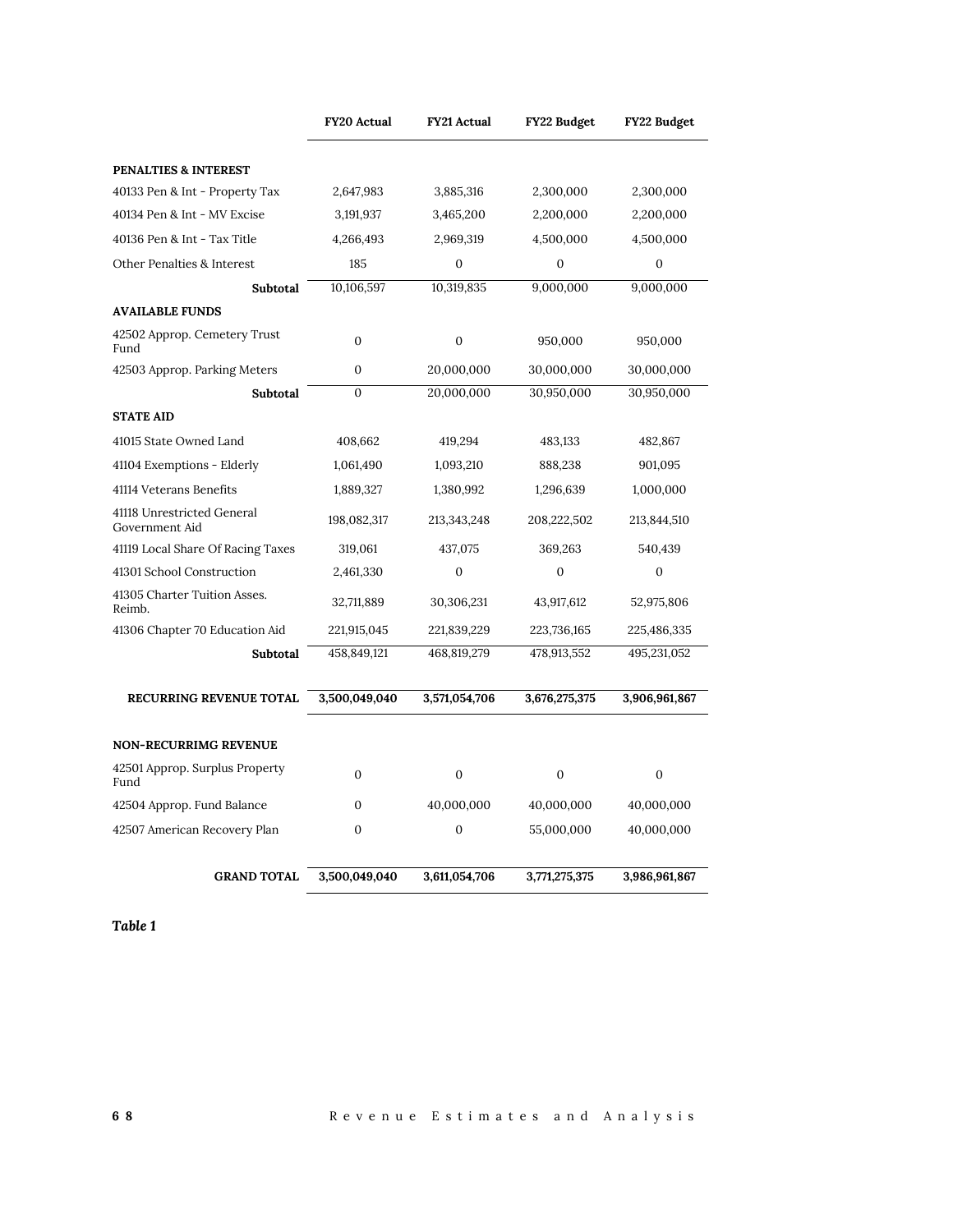| | FY20 Actual | FY21 Actual | FY22 Budget | FY22 Budget |
|---|---|---|---|---|
| **PENALTIES & INTEREST** | | | | |
| 40133 Pen & Int - Property Tax | 2,647,983 | 3,885,316 | 2,300,000 | 2,300,000 |
| 40134 Pen & Int - MV Excise | 3,191,937 | 3,465,200 | 2,200,000 | 2,200,000 |
| 40136 Pen & Int - Tax Title | 4,266,493 | 2,969,319 | 4,500,000 | 4,500,000 |
| Other Penalties & Interest | 185 | 0 | 0 | 0 |
| **Subtotal** | 10,106,597 | 10,319,835 | 9,000,000 | 9,000,000 |
| **AVAILABLE FUNDS** | | | | |
| 42502 Approp. Cemetery Trust Fund | 0 | 0 | 950,000 | 950,000 |
| 42503 Approp. Parking Meters | 0 | 20,000,000 | 30,000,000 | 30,000,000 |
| **Subtotal** | 0 | 20,000,000 | 30,950,000 | 30,950,000 |
| **STATE AID** | | | | |
| 41015 State Owned Land | 408,662 | 419,294 | 483,133 | 482,867 |
| 41104 Exemptions - Elderly | 1,061,490 | 1,093,210 | 888,238 | 901,095 |
| 41114 Veterans Benefits | 1,889,327 | 1,380,992 | 1,296,639 | 1,000,000 |
| 41118 Unrestricted General Government Aid | 198,082,317 | 213,343,248 | 208,222,502 | 213,844,510 |
| 41119 Local Share Of Racing Taxes | 319,061 | 437,075 | 369,263 | 540,439 |
| 41301 School Construction | 2,461,330 | 0 | 0 | 0 |
| 41305 Charter Tuition Asses. Reimb. | 32,711,889 | 30,306,231 | 43,917,612 | 52,975,806 |
| 41306 Chapter 70 Education Aid | 221,915,045 | 221,839,229 | 223,736,165 | 225,486,335 |
| **Subtotal** | 458,849,121 | 468,819,279 | 478,913,552 | 495,231,052 |
| **RECURRING REVENUE TOTAL** | **3,500,049,040** | **3,571,054,706** | **3,676,275,375** | **3,906,961,867** |
| **NON-RECURRIMG REVENUE** | | | | |
| 42501 Approp. Surplus Property Fund | 0 | 0 | 0 | 0 |
| 42504 Approp. Fund Balance | 0 | 40,000,000 | 40,000,000 | 40,000,000 |
| 42507 American Recovery Plan | 0 | 0 | 55,000,000 | 40,000,000 |
| **GRAND TOTAL** | **3,500,049,040** | **3,611,054,706** | **3,771,275,375** | **3,986,961,867** |

***Table 1***